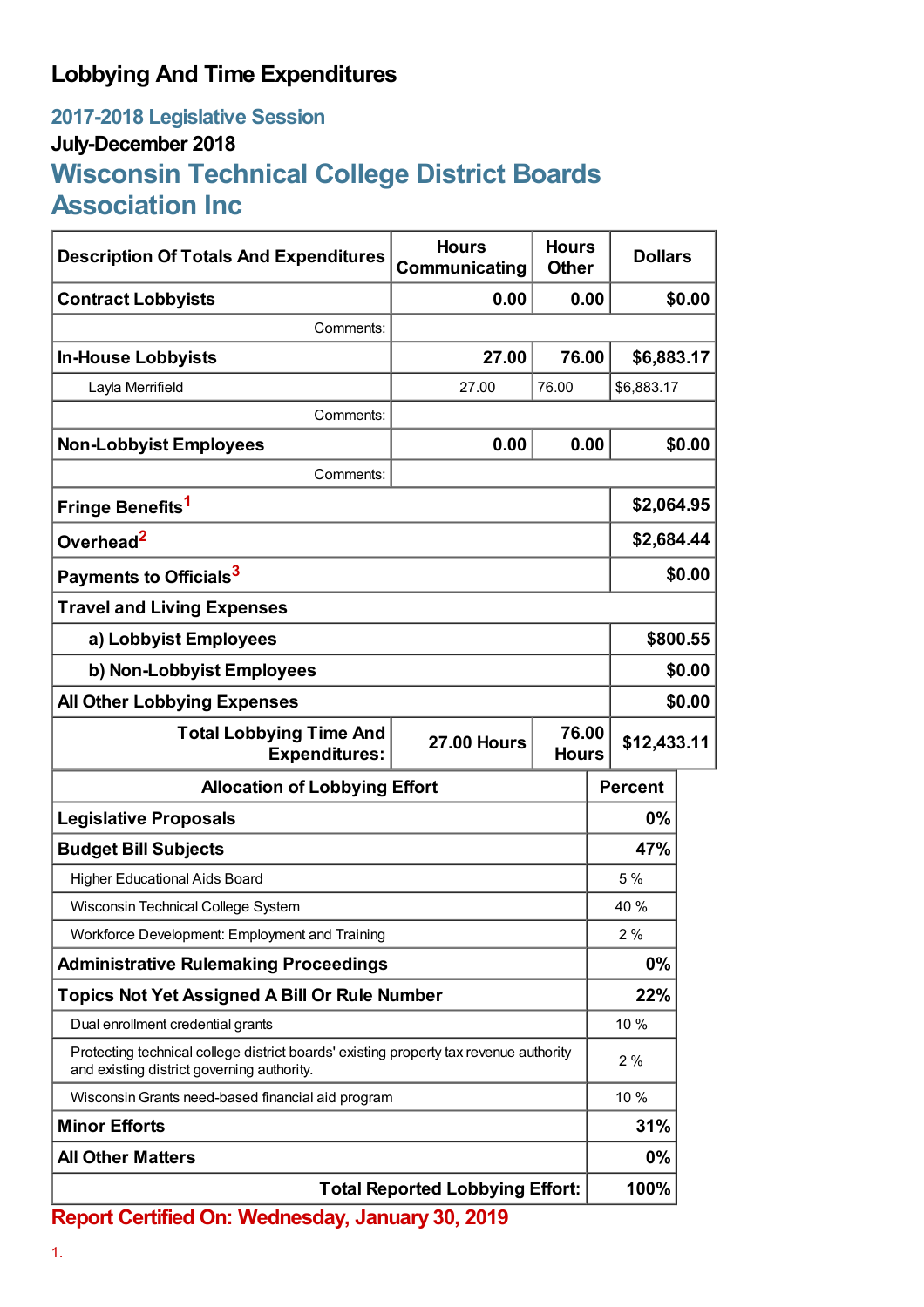# Lobbying And Time Expenditures

## 2017-2018 Legislative Session

### July-December 2018

## Wisconsin Technical College District Boards Association Inc

| Description Of Totals And Expenditures | Hours Communicating | Hours Other | Dollars |
|---|---|---|---|
| **Contract Lobbyists** | **0.00** | **0.00** | **$0.00** |
| Comments: | | | |
| **In-House Lobbyists** | **27.00** | **76.00** | **$6,883.17** |
| Layla Merrifield | 27.00 | 76.00 | $6,883.17 |
| Comments: | | | |
| **Non-Lobbyist Employees** | **0.00** | **0.00** | **$0.00** |
| Comments: | | | |
| **Fringe Benefits[1]** | | | **$2,064.95** |
| **Overhead[2]** | | | **$2,684.44** |
| **Payments to Officials[3]** | | | **$0.00** |
| **Travel and Living Expenses** | | | |
| **a) Lobbyist Employees** | | | **$800.55** |
| **b) Non-Lobbyist Employees** | | | **$0.00** |
| **All Other Lobbying Expenses** | | | **$0.00** |
| **Total Lobbying Time And Expenditures:** | **27.00 Hours** | **76.00 Hours** | **$12,433.11** |

| Allocation of Lobbying Effort | Percent |
|---|---|
| **Legislative Proposals** | **0%** |
| **Budget Bill Subjects** | **47%** |
| Higher Educational Aids Board | 5 % |
| Wisconsin Technical College System | 40 % |
| Workforce Development: Employment and Training | 2 % |
| **Administrative Rulemaking Proceedings** | **0%** |
| **Topics Not Yet Assigned A Bill Or Rule Number** | **22%** |
| Dual enrollment credential grants | 10 % |
| Protecting technical college district boards' existing property tax revenue authority and existing district governing authority. | 2 % |
| Wisconsin Grants need-based financial aid program | 10 % |
| **Minor Efforts** | **31%** |
| **All Other Matters** | **0%** |
| **Total Reported Lobbying Effort:** | **100%** |

**Report Certified On: Wednesday, January 30, 2019**

1.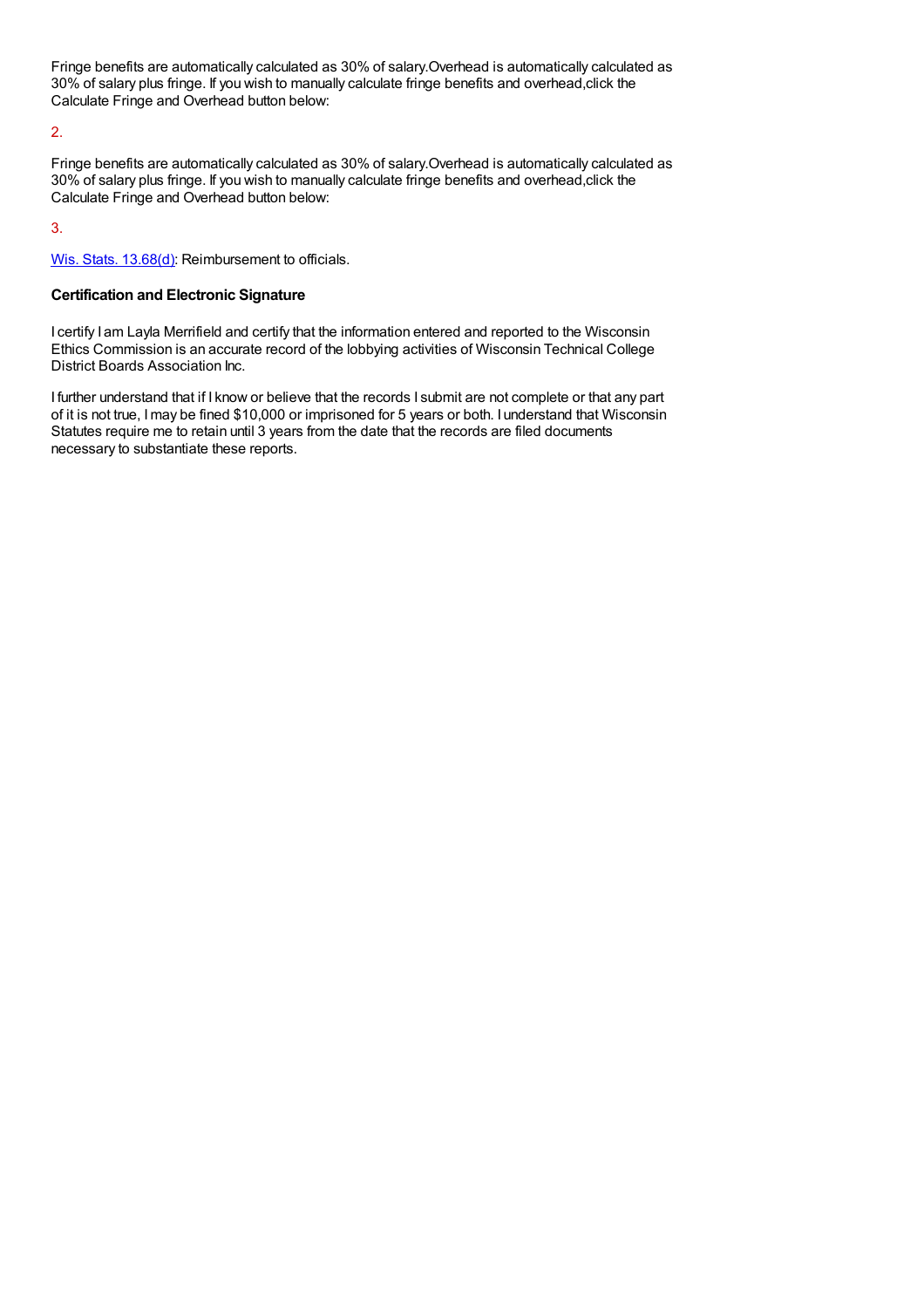Fringe benefits are automatically calculated as 30% of salary.Overhead is automatically calculated as 30% of salary plus fringe. If you wish to manually calculate fringe benefits and overhead,click the Calculate Fringe and Overhead button below:

2.

Fringe benefits are automatically calculated as 30% of salary.Overhead is automatically calculated as 30% of salary plus fringe. If you wish to manually calculate fringe benefits and overhead,click the Calculate Fringe and Overhead button below:

3.

Wis. Stats. 13.68(d): Reimbursement to officials.

**Certification and Electronic Signature**

I certify I am Layla Merrifield and certify that the information entered and reported to the Wisconsin Ethics Commission is an accurate record of the lobbying activities of Wisconsin Technical College District Boards Association Inc.

I further understand that if I know or believe that the records I submit are not complete or that any part of it is not true, I may be fined $10,000 or imprisoned for 5 years or both. I understand that Wisconsin Statutes require me to retain until 3 years from the date that the records are filed documents necessary to substantiate these reports.